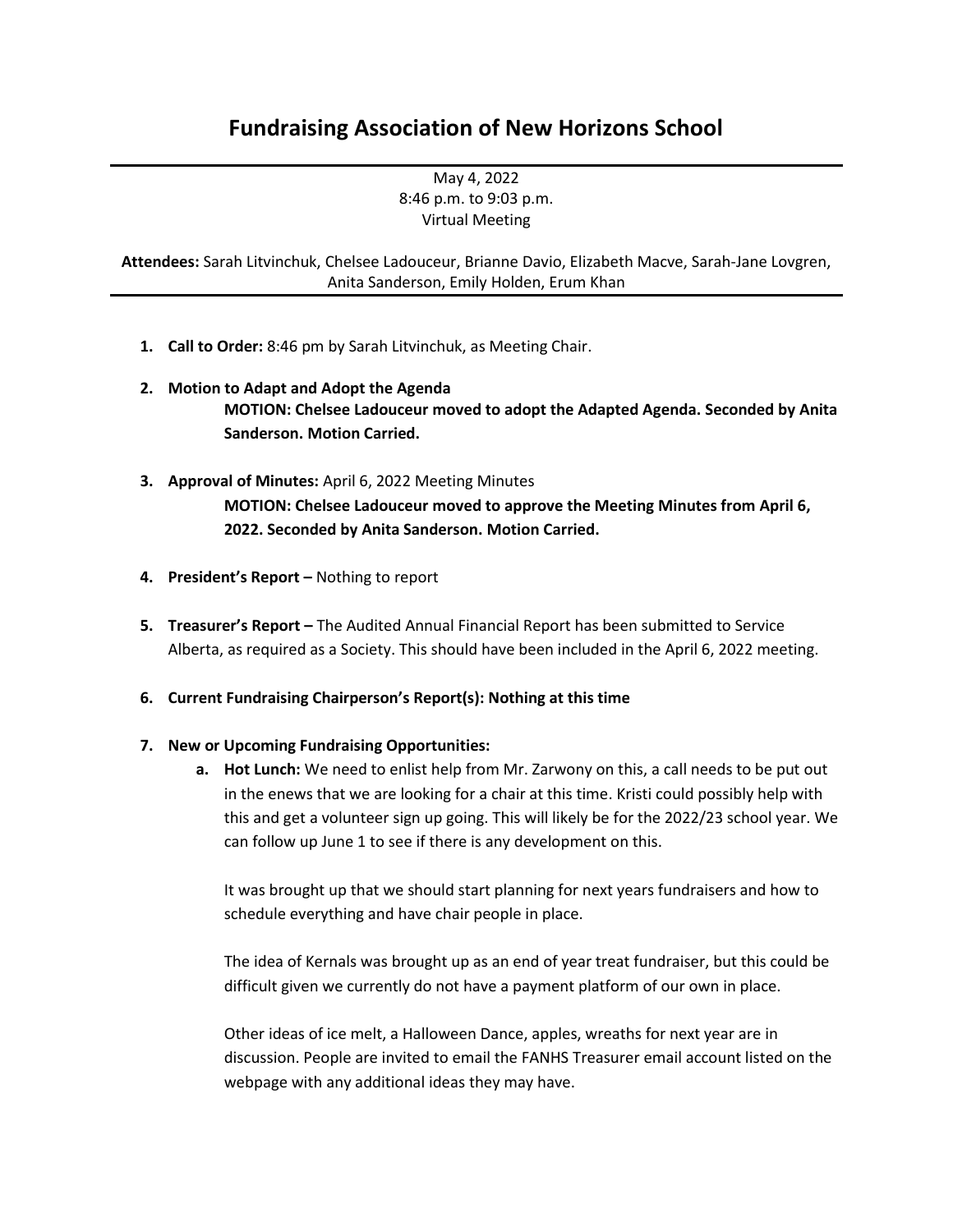# Fundraising Association of New Horizons School

May 4, 2022
8:46 p.m. to 9:03 p.m.
Virtual Meeting

**Attendees:** Sarah Litvinchuk, Chelsee Ladouceur, Brianne Davio, Elizabeth Macve, Sarah-Jane Lovgren, Anita Sanderson, Emily Holden, Erum Khan

1. **Call to Order:** 8:46 pm by Sarah Litvinchuk, as Meeting Chair.

2. **Motion to Adapt and Adopt the Agenda**

   **MOTION: Chelsee Ladouceur moved to adopt the Adapted Agenda. Seconded by Anita Sanderson. Motion Carried.**

3. **Approval of Minutes:** April 6, 2022 Meeting Minutes

   **MOTION: Chelsee Ladouceur moved to approve the Meeting Minutes from April 6, 2022. Seconded by Anita Sanderson. Motion Carried.**

4. **President's Report –** Nothing to report

5. **Treasurer's Report –** The Audited Annual Financial Report has been submitted to Service Alberta, as required as a Society. This should have been included in the April 6, 2022 meeting.

6. **Current Fundraising Chairperson's Report(s): Nothing at this time**

7. **New or Upcoming Fundraising Opportunities:**
   a. **Hot Lunch:** We need to enlist help from Mr. Zarwony on this, a call needs to be put out in the enews that we are looking for a chair at this time. Kristi could possibly help with this and get a volunteer sign up going. This will likely be for the 2022/23 school year. We can follow up June 1 to see if there is any development on this.

      It was brought up that we should start planning for next years fundraisers and how to schedule everything and have chair people in place.

      The idea of Kernals was brought up as an end of year treat fundraiser, but this could be difficult given we currently do not have a payment platform of our own in place.

      Other ideas of ice melt, a Halloween Dance, apples, wreaths for next year are in discussion. People are invited to email the FANHS Treasurer email account listed on the webpage with any additional ideas they may have.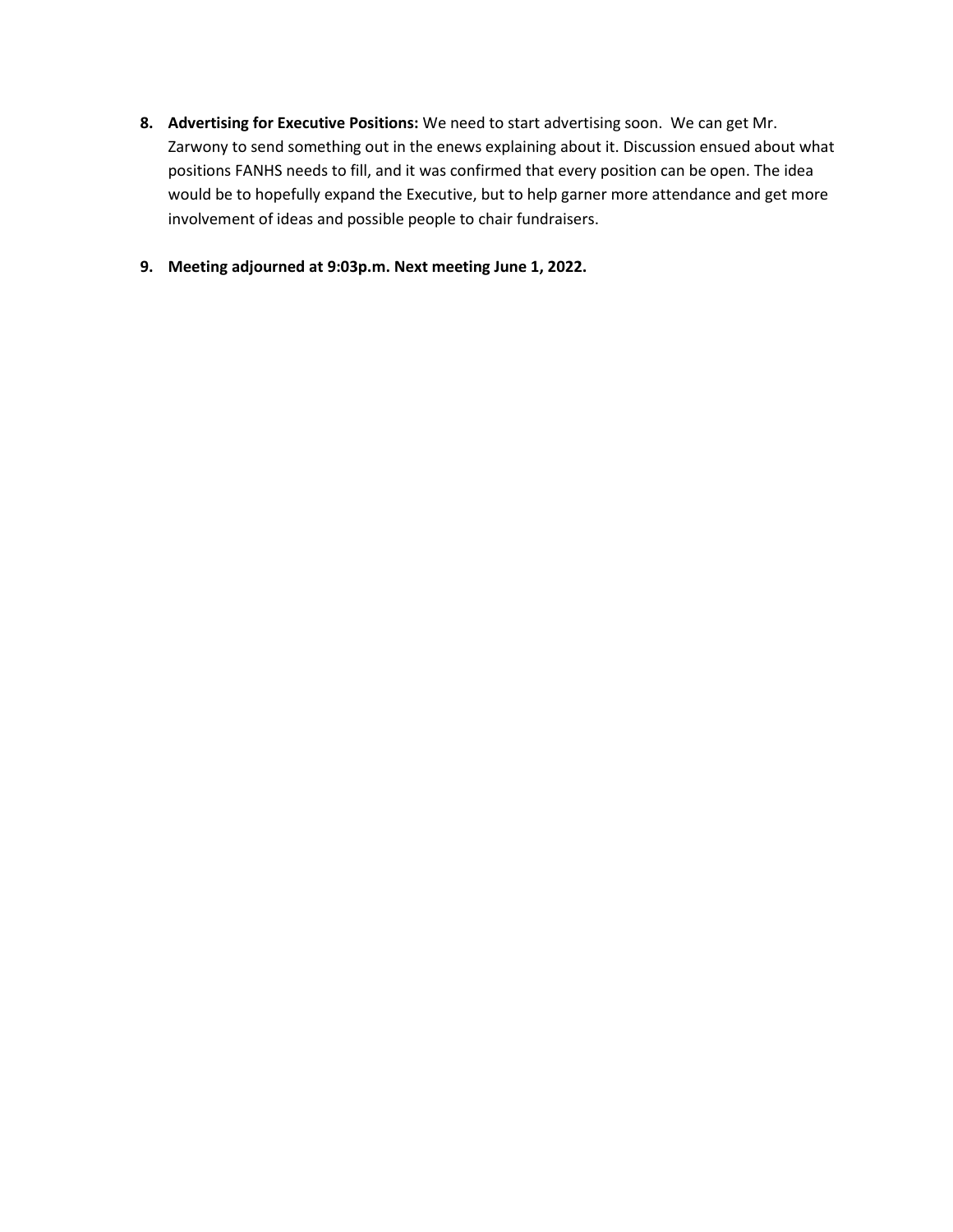8. **Advertising for Executive Positions:** We need to start advertising soon. We can get Mr. Zarwony to send something out in the enews explaining about it. Discussion ensued about what positions FANHS needs to fill, and it was confirmed that every position can be open. The idea would be to hopefully expand the Executive, but to help garner more attendance and get more involvement of ideas and possible people to chair fundraisers.

9. **Meeting adjourned at 9:03p.m. Next meeting June 1, 2022.**